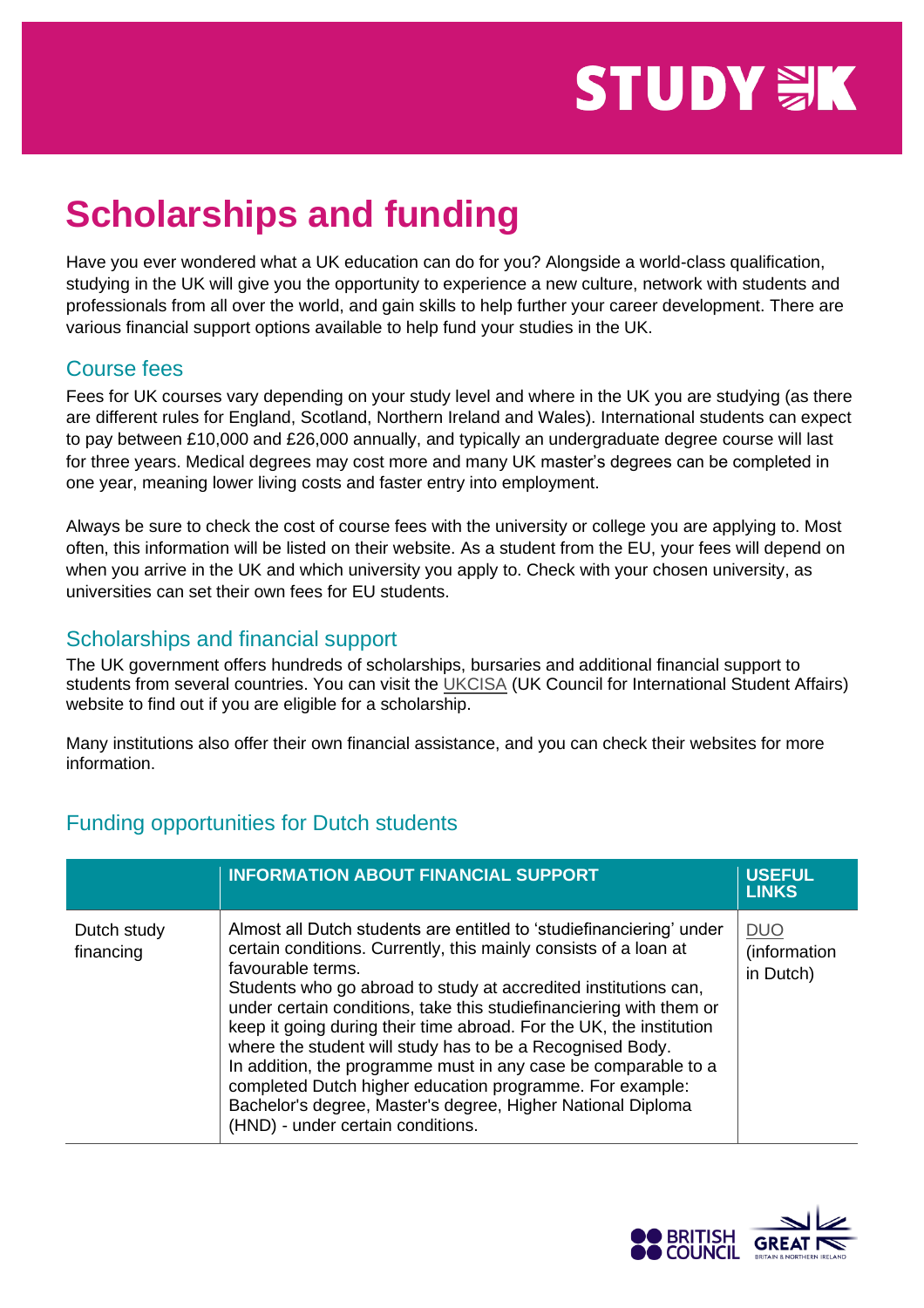# Scholarships and funding

Have you ever wondered what a UK education can do for you? Alongside a world-class qualification, studying in the UK will give you the opportunity to experience a new culture, network with students and professionals from all over the world, and gain skills to help further your career development. There are various financial support options available to help fund your studies in the UK.

## Course fees

Fees for UK courses vary depending on your study level and where in the UK you are studying (as there are different rules for England, Scotland, Northern Ireland and Wales). International students can expect to pay between £10,000 and £26,000 annually, and typically an undergraduate degree course will last for three years. Medical degrees may cost more and many UK master's degrees can be completed in one year, meaning lower living costs and faster entry into employment.

Always be sure to check the cost of course fees with the university or college you are applying to. Most often, this information will be listed on their website. As a student from the EU, your fees will depend on when you arrive in the UK and which university you apply to. Check with your chosen university, as universities can set their own fees for EU students.

## Scholarships and financial support

The UK government offers hundreds of scholarships, bursaries and additional financial support to students from several countries. You can visit the UKCISA (UK Council for International Student Affairs) website to find out if you are eligible for a scholarship.

Many institutions also offer their own financial assistance, and you can check their websites for more information.

## Funding opportunities for Dutch students

| | INFORMATION ABOUT FINANCIAL SUPPORT | USEFUL LINKS |
|---|---|---|
| Dutch study financing | Almost all Dutch students are entitled to 'studiefinanciering' under certain conditions. Currently, this mainly consists of a loan at favourable terms.<br>Students who go abroad to study at accredited institutions can, under certain conditions, take this studiefinanciering with them or keep it going during their time abroad. For the UK, the institution where the student will study has to be a Recognised Body.<br>In addition, the programme must in any case be comparable to a completed Dutch higher education programme. For example: Bachelor's degree, Master's degree, Higher National Diploma (HND) - under certain conditions. | DUO (information in Dutch) |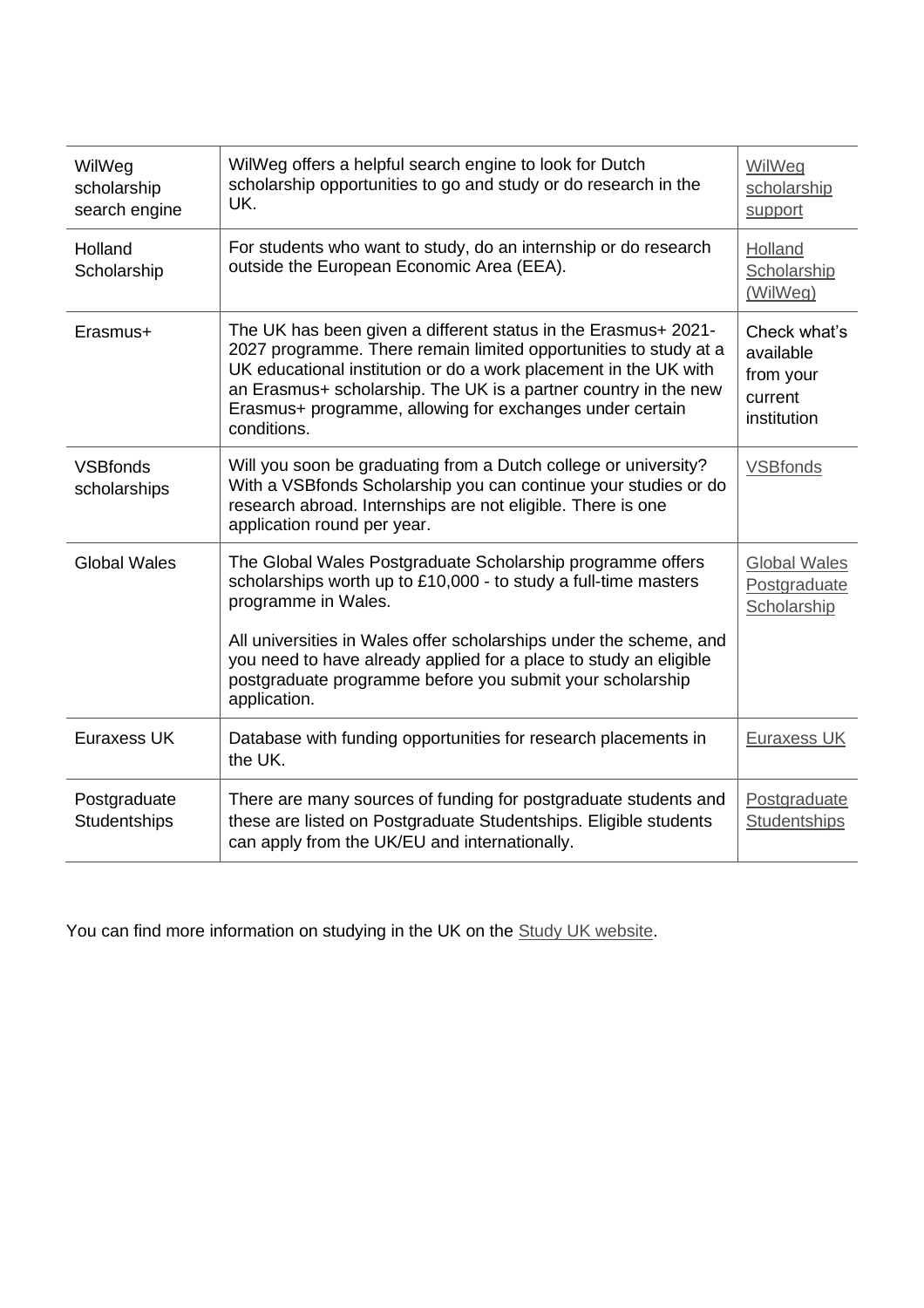| | | |
|---|---|---|
| WilWeg scholarship search engine | WilWeg offers a helpful search engine to look for Dutch scholarship opportunities to go and study or do research in the UK. | WilWeg scholarship support |
| Holland Scholarship | For students who want to study, do an internship or do research outside the European Economic Area (EEA). | Holland Scholarship (WilWeg) |
| Erasmus+ | The UK has been given a different status in the Erasmus+ 2021-2027 programme. There remain limited opportunities to study at a UK educational institution or do a work placement in the UK with an Erasmus+ scholarship. The UK is a partner country in the new Erasmus+ programme, allowing for exchanges under certain conditions. | Check what's available from your current institution |
| VSBfonds scholarships | Will you soon be graduating from a Dutch college or university? With a VSBfonds Scholarship you can continue your studies or do research abroad. Internships are not eligible. There is one application round per year. | VSBfonds |
| Global Wales | The Global Wales Postgraduate Scholarship programme offers scholarships worth up to £10,000 - to study a full-time masters programme in Wales.<br><br>All universities in Wales offer scholarships under the scheme, and you need to have already applied for a place to study an eligible postgraduate programme before you submit your scholarship application. | Global Wales Postgraduate Scholarship |
| Euraxess UK | Database with funding opportunities for research placements in the UK. | Euraxess UK |
| Postgraduate Studentships | There are many sources of funding for postgraduate students and these are listed on Postgraduate Studentships. Eligible students can apply from the UK/EU and internationally. | Postgraduate Studentships |

You can find more information on studying in the UK on the Study UK website.